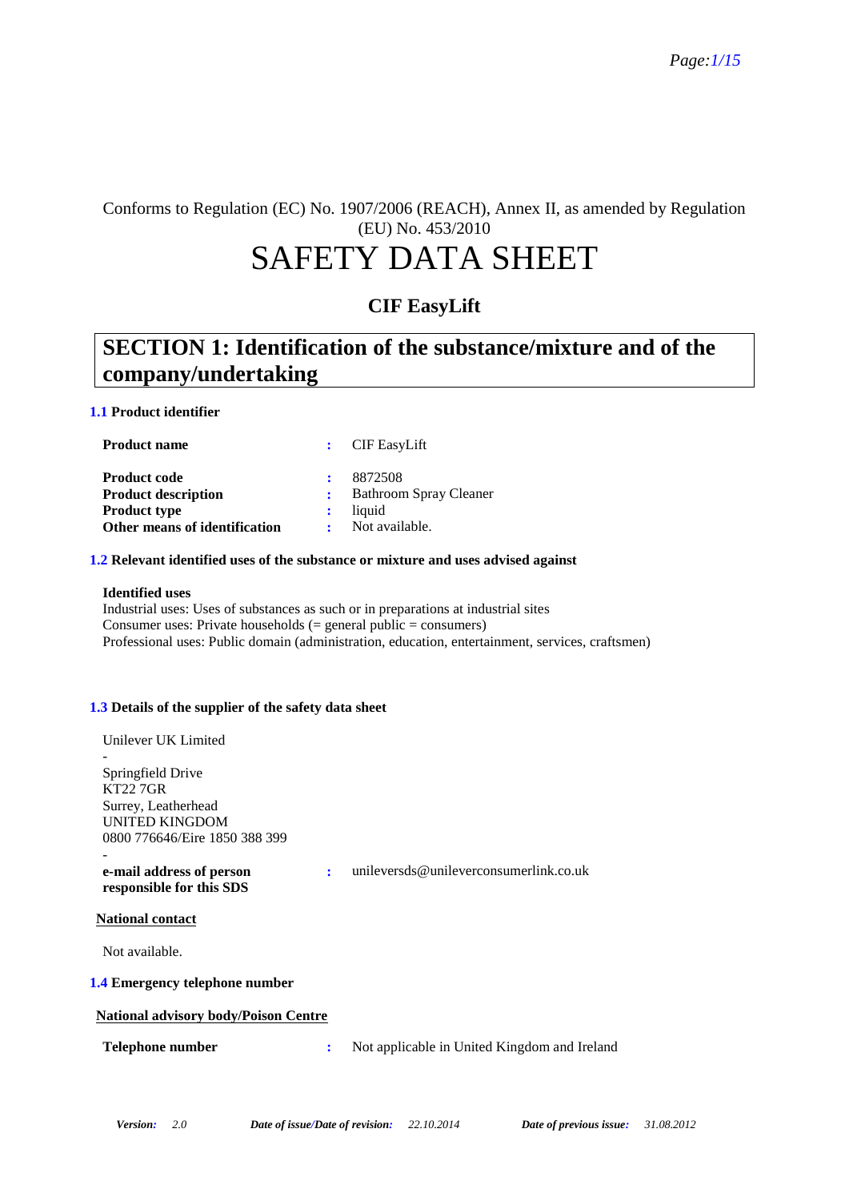Conforms to Regulation (EC) No. 1907/2006 (REACH), Annex II, as amended by Regulation (EU) No. 453/2010

# SAFETY DATA SHEET

## CIF EasyLift

## SECTION 1: Identification of the substance/mixture and of the company/undertaking

### 1.1 Product identifier

| | | |
|---|---|---|
| **Product name** | : | CIF EasyLift |
| **Product code** | : | 8872508 |
| **Product description** | : | Bathroom Spray Cleaner |
| **Product type** | : | liquid |
| **Other means of identification** | : | Not available. |

### 1.2 Relevant identified uses of the substance or mixture and uses advised against

**Identified uses**

Industrial uses: Uses of substances as such or in preparations at industrial sites
Consumer uses: Private households (= general public = consumers)
Professional uses: Public domain (administration, education, entertainment, services, craftsmen)

### 1.3 Details of the supplier of the safety data sheet

Unilever UK Limited
-
Springfield Drive
KT22 7GR
Surrey, Leatherhead
UNITED KINGDOM
0800 776646/Eire 1850 388 399
-

| | | |
|---|---|---|
| **e-mail address of person responsible for this SDS** | : | unileversds@unileverconsumerlink.co.uk |

**National contact**

Not available.

### 1.4 Emergency telephone number

**National advisory body/Poison Centre**

| | | |
|---|---|---|
| **Telephone number** | : | Not applicable in United Kingdom and Ireland |

*Version:* 2.0 *Date of issue/Date of revision:* 22.10.2014 *Date of previous issue:* 31.08.2012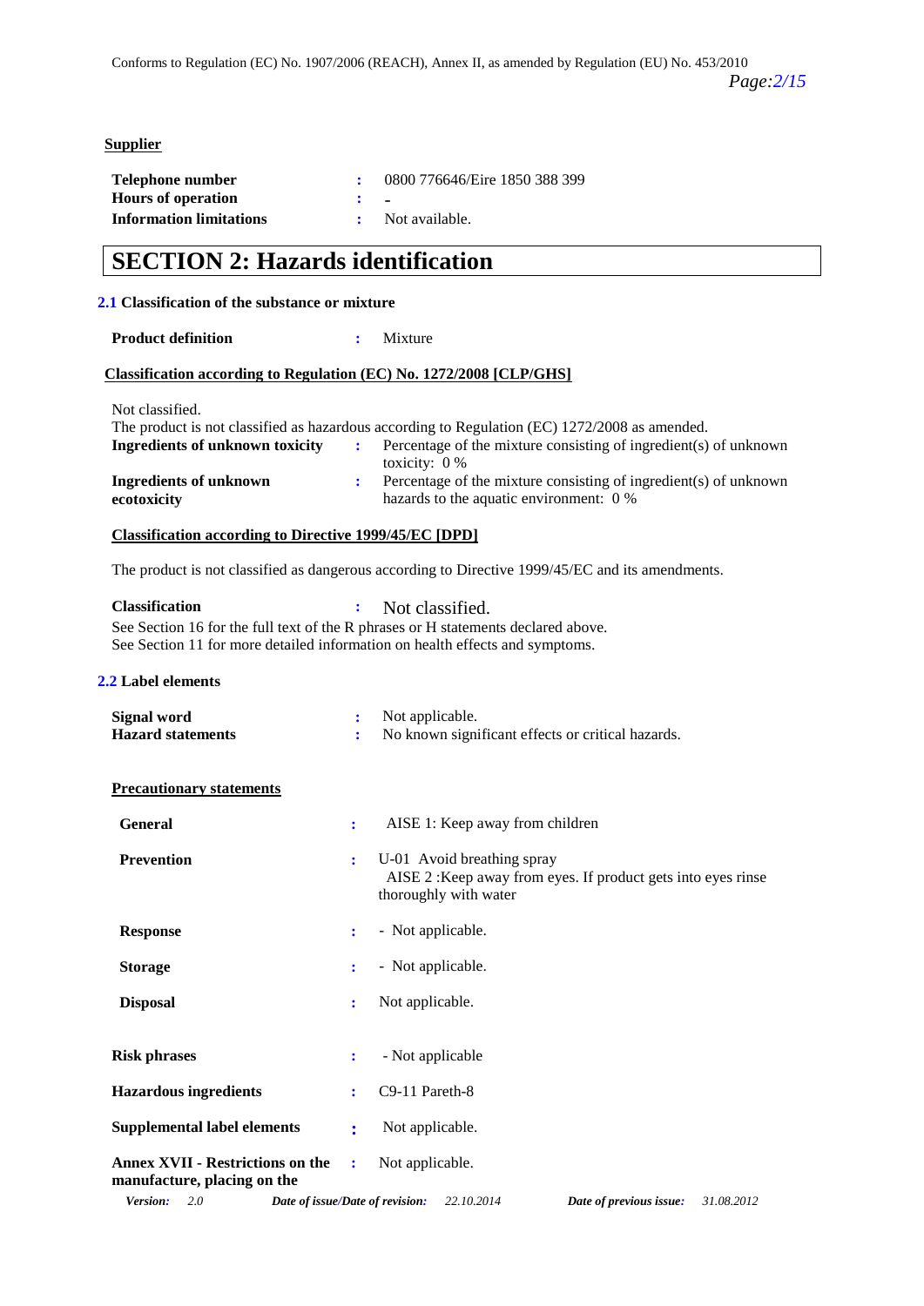**Supplier**

**Telephone number** : 0800 776646/Eire 1850 388 399
**Hours of operation** : -
**Information limitations** : Not available.

# SECTION 2: Hazards identification

## 2.1 Classification of the substance or mixture

**Product definition** : Mixture

**Classification according to Regulation (EC) No. 1272/2008 [CLP/GHS]**

Not classified.
The product is not classified as hazardous according to Regulation (EC) 1272/2008 as amended.

**Ingredients of unknown toxicity** : Percentage of the mixture consisting of ingredient(s) of unknown toxicity: 0 %

**Ingredients of unknown ecotoxicity** : Percentage of the mixture consisting of ingredient(s) of unknown hazards to the aquatic environment: 0 %

**Classification according to Directive 1999/45/EC [DPD]**

The product is not classified as dangerous according to Directive 1999/45/EC and its amendments.

**Classification** : Not classified.
See Section 16 for the full text of the R phrases or H statements declared above.
See Section 11 for more detailed information on health effects and symptoms.

## 2.2 Label elements

**Signal word** : Not applicable.
**Hazard statements** : No known significant effects or critical hazards.

**Precautionary statements**

**General** : AISE 1: Keep away from children

**Prevention** : U-01 Avoid breathing spray
AISE 2 :Keep away from eyes. If product gets into eyes rinse thoroughly with water

**Response** : - Not applicable.

**Storage** : - Not applicable.

**Disposal** : Not applicable.

**Risk phrases** : - Not applicable

**Hazardous ingredients** : C9-11 Pareth-8

**Supplemental label elements** : Not applicable.

**Annex XVII - Restrictions on the manufacture, placing on the** : Not applicable.

*Version:* 2.0 *Date of issue/Date of revision:* 22.10.2014 *Date of previous issue:* 31.08.2012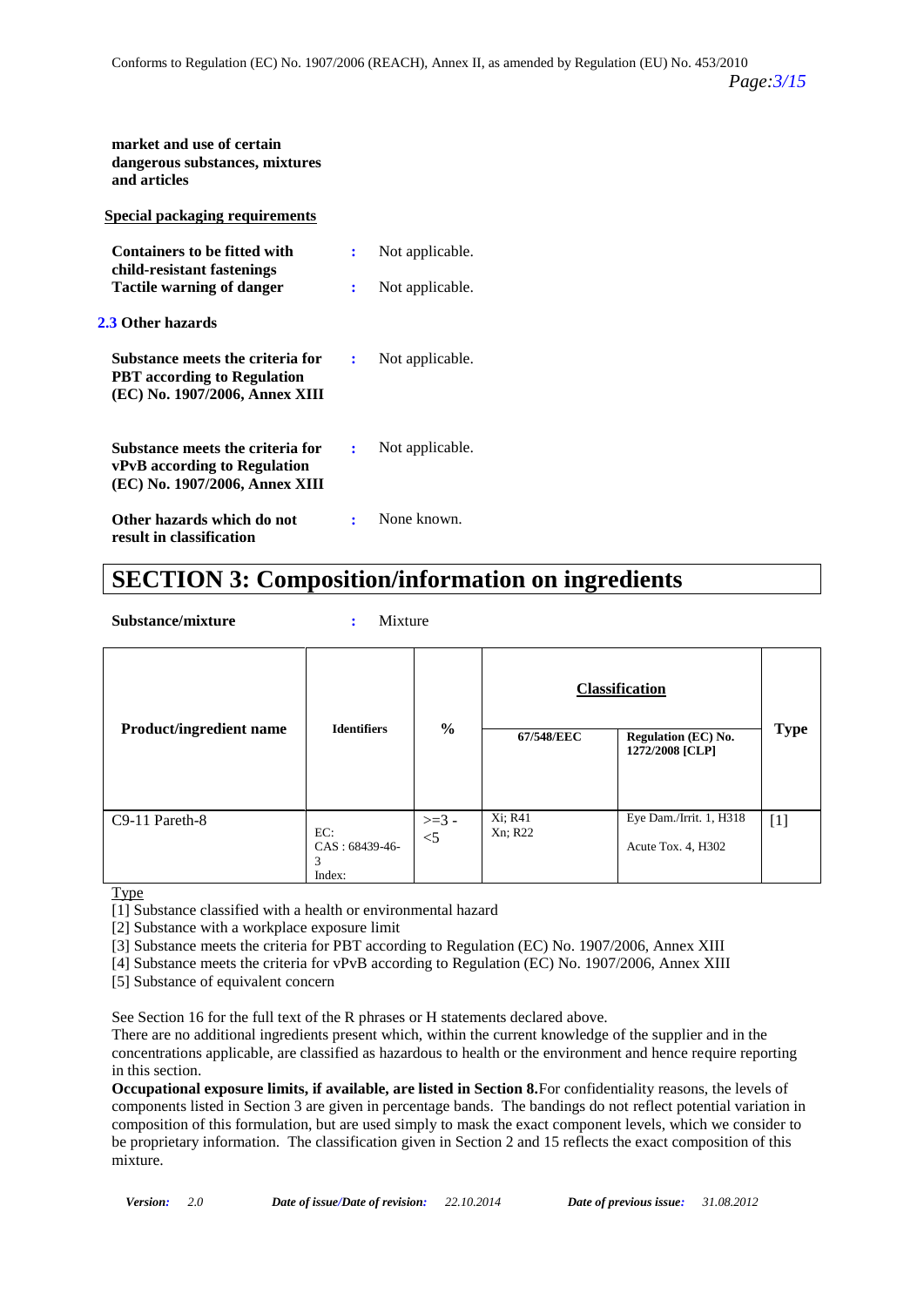**market and use of certain dangerous substances, mixtures and articles**

**Special packaging requirements**

**Containers to be fitted with child-resistant fastenings** : Not applicable.

**Tactile warning of danger** : Not applicable.

### 2.3 Other hazards

**Substance meets the criteria for PBT according to Regulation (EC) No. 1907/2006, Annex XIII** : Not applicable.

**Substance meets the criteria for vPvB according to Regulation (EC) No. 1907/2006, Annex XIII** : Not applicable.

**Other hazards which do not result in classification** : None known.

# SECTION 3: Composition/information on ingredients

**Substance/mixture** : Mixture

| Product/ingredient name | Identifiers | % | Classification | | Type |
|---|---|---|---|---|---|
| | | | 67/548/EEC | Regulation (EC) No. 1272/2008 [CLP] | |
| C9-11 Pareth-8 | EC: CAS : 68439-46-3 Index: | >=3 - <5 | Xi; R41 Xn; R22 | Eye Dam./Irrit. 1, H318 Acute Tox. 4, H302 | [1] |

Type

[1] Substance classified with a health or environmental hazard

[2] Substance with a workplace exposure limit

[3] Substance meets the criteria for PBT according to Regulation (EC) No. 1907/2006, Annex XIII

[4] Substance meets the criteria for vPvB according to Regulation (EC) No. 1907/2006, Annex XIII

[5] Substance of equivalent concern

See Section 16 for the full text of the R phrases or H statements declared above.

There are no additional ingredients present which, within the current knowledge of the supplier and in the concentrations applicable, are classified as hazardous to health or the environment and hence require reporting in this section.

**Occupational exposure limits, if available, are listed in Section 8.** For confidentiality reasons, the levels of components listed in Section 3 are given in percentage bands. The bandings do not reflect potential variation in composition of this formulation, but are used simply to mask the exact component levels, which we consider to be proprietary information. The classification given in Section 2 and 15 reflects the exact composition of this mixture.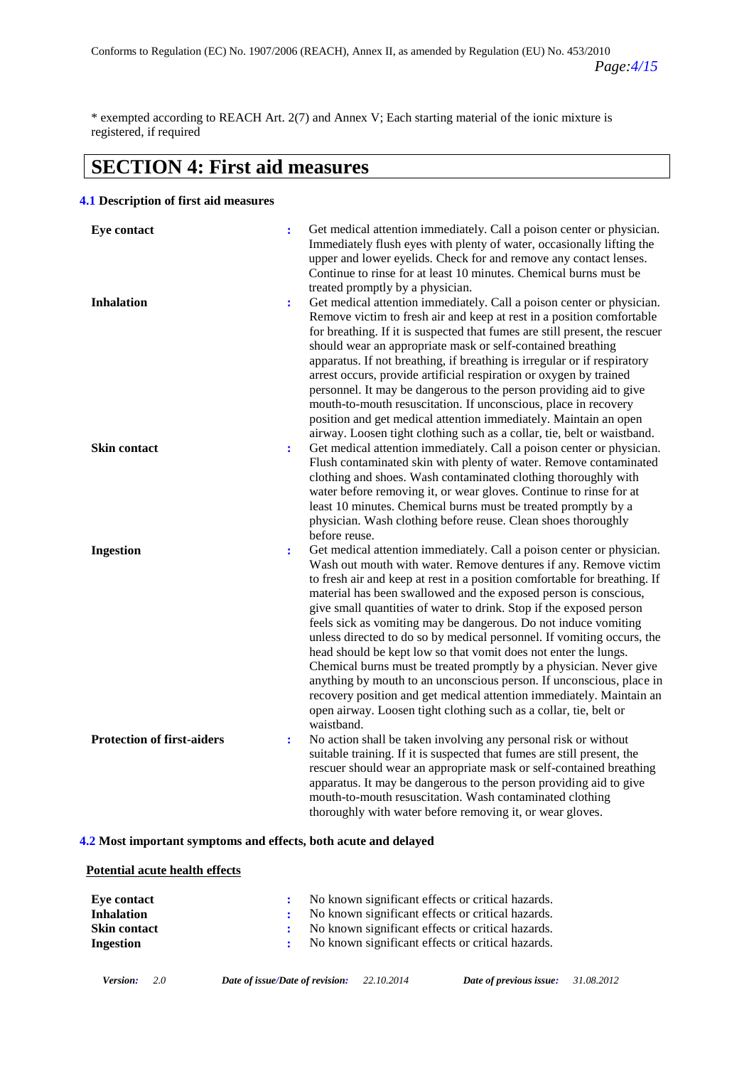* exempted according to REACH Art. 2(7) and Annex V; Each starting material of the ionic mixture is registered, if required

# SECTION 4: First aid measures

### 4.1 Description of first aid measures

**Eye contact** : Get medical attention immediately. Call a poison center or physician. Immediately flush eyes with plenty of water, occasionally lifting the upper and lower eyelids. Check for and remove any contact lenses. Continue to rinse for at least 10 minutes. Chemical burns must be treated promptly by a physician.

**Inhalation** : Get medical attention immediately. Call a poison center or physician. Remove victim to fresh air and keep at rest in a position comfortable for breathing. If it is suspected that fumes are still present, the rescuer should wear an appropriate mask or self-contained breathing apparatus. If not breathing, if breathing is irregular or if respiratory arrest occurs, provide artificial respiration or oxygen by trained personnel. It may be dangerous to the person providing aid to give mouth-to-mouth resuscitation. If unconscious, place in recovery position and get medical attention immediately. Maintain an open airway. Loosen tight clothing such as a collar, tie, belt or waistband.

**Skin contact** : Get medical attention immediately. Call a poison center or physician. Flush contaminated skin with plenty of water. Remove contaminated clothing and shoes. Wash contaminated clothing thoroughly with water before removing it, or wear gloves. Continue to rinse for at least 10 minutes. Chemical burns must be treated promptly by a physician. Wash clothing before reuse. Clean shoes thoroughly before reuse.

**Ingestion** : Get medical attention immediately. Call a poison center or physician. Wash out mouth with water. Remove dentures if any. Remove victim to fresh air and keep at rest in a position comfortable for breathing. If material has been swallowed and the exposed person is conscious, give small quantities of water to drink. Stop if the exposed person feels sick as vomiting may be dangerous. Do not induce vomiting unless directed to do so by medical personnel. If vomiting occurs, the head should be kept low so that vomit does not enter the lungs. Chemical burns must be treated promptly by a physician. Never give anything by mouth to an unconscious person. If unconscious, place in recovery position and get medical attention immediately. Maintain an open airway. Loosen tight clothing such as a collar, tie, belt or waistband.

**Protection of first-aiders** : No action shall be taken involving any personal risk or without suitable training. If it is suspected that fumes are still present, the rescuer should wear an appropriate mask or self-contained breathing apparatus. It may be dangerous to the person providing aid to give mouth-to-mouth resuscitation. Wash contaminated clothing thoroughly with water before removing it, or wear gloves.

### 4.2 Most important symptoms and effects, both acute and delayed

**Potential acute health effects**

**Eye contact** : No known significant effects or critical hazards.
**Inhalation** : No known significant effects or critical hazards.
**Skin contact** : No known significant effects or critical hazards.
**Ingestion** : No known significant effects or critical hazards.

*Version:* 2.0 *Date of issue/Date of revision:* 22.10.2014 *Date of previous issue:* 31.08.2012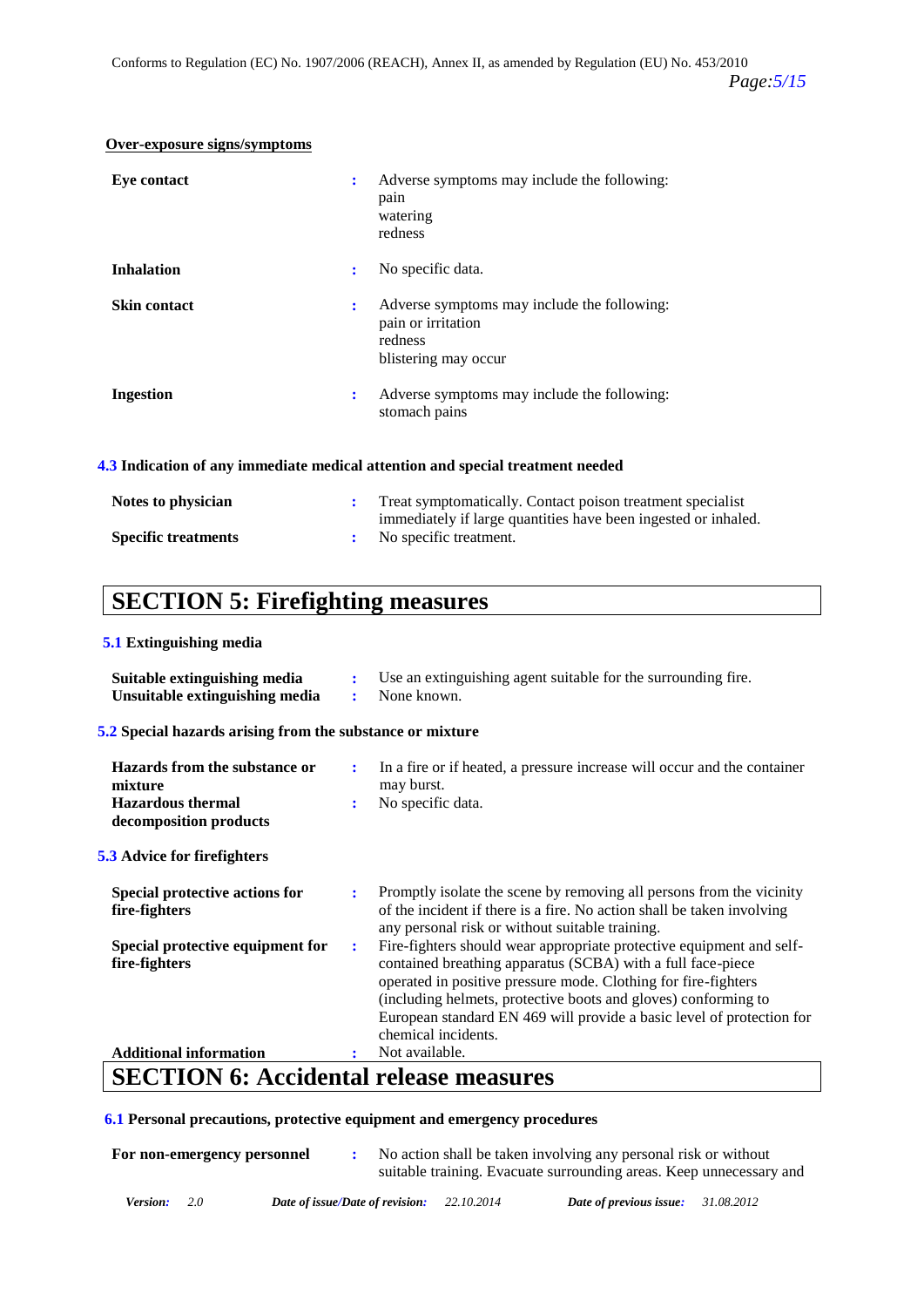**Over-exposure signs/symptoms**

| | | |
|---|---|---|
| **Eye contact** | : | Adverse symptoms may include the following:<br>pain<br>watering<br>redness |
| **Inhalation** | : | No specific data. |
| **Skin contact** | : | Adverse symptoms may include the following:<br>pain or irritation<br>redness<br>blistering may occur |
| **Ingestion** | : | Adverse symptoms may include the following:<br>stomach pains |

### 4.3 Indication of any immediate medical attention and special treatment needed

| | | |
|---|---|---|
| **Notes to physician** | : | Treat symptomatically. Contact poison treatment specialist immediately if large quantities have been ingested or inhaled. |
| **Specific treatments** | : | No specific treatment. |

# SECTION 5: Firefighting measures

### 5.1 Extinguishing media

| | | |
|---|---|---|
| **Suitable extinguishing media** | : | Use an extinguishing agent suitable for the surrounding fire. |
| **Unsuitable extinguishing media** | : | None known. |

### 5.2 Special hazards arising from the substance or mixture

| | | |
|---|---|---|
| **Hazards from the substance or mixture** | : | In a fire or if heated, a pressure increase will occur and the container may burst. |
| **Hazardous thermal decomposition products** | : | No specific data. |

### 5.3 Advice for firefighters

| | | |
|---|---|---|
| **Special protective actions for fire-fighters** | : | Promptly isolate the scene by removing all persons from the vicinity of the incident if there is a fire. No action shall be taken involving any personal risk or without suitable training. |
| **Special protective equipment for fire-fighters** | : | Fire-fighters should wear appropriate protective equipment and self-contained breathing apparatus (SCBA) with a full face-piece operated in positive pressure mode. Clothing for fire-fighters (including helmets, protective boots and gloves) conforming to European standard EN 469 will provide a basic level of protection for chemical incidents. |
| **Additional information** | : | Not available. |

# SECTION 6: Accidental release measures

### 6.1 Personal precautions, protective equipment and emergency procedures

| | | |
|---|---|---|
| **For non-emergency personnel** | : | No action shall be taken involving any personal risk or without suitable training. Evacuate surrounding areas. Keep unnecessary and |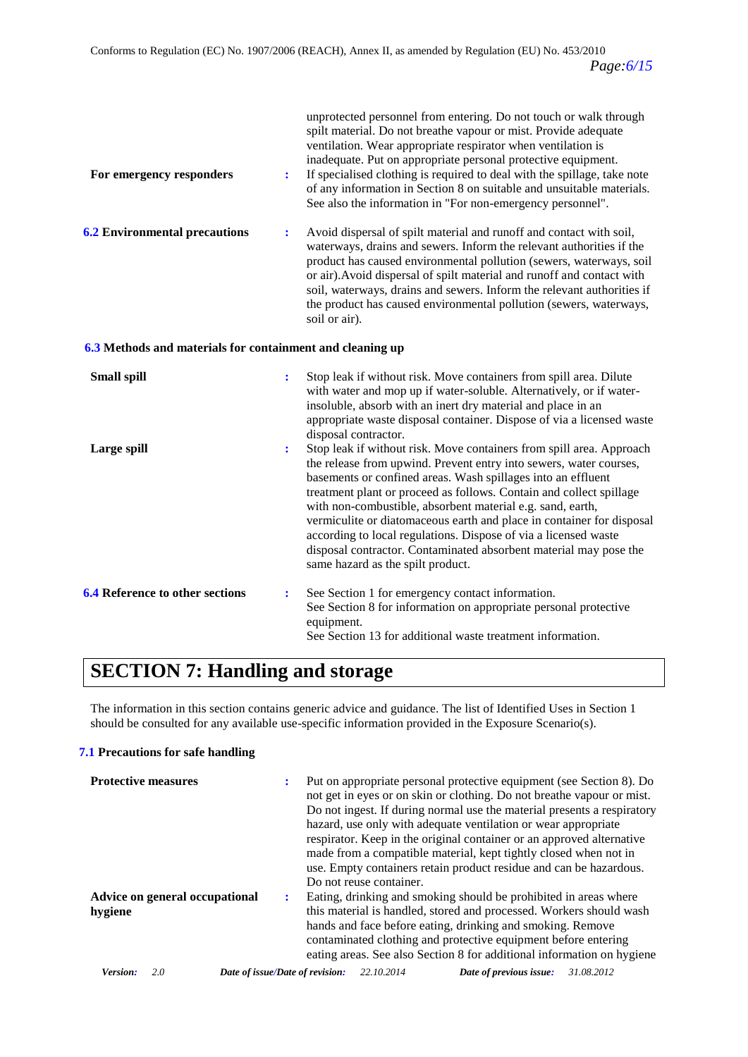unprotected personnel from entering. Do not touch or walk through spilt material. Do not breathe vapour or mist. Provide adequate ventilation. Wear appropriate respirator when ventilation is inadequate. Put on appropriate personal protective equipment.

**For emergency responders** : If specialised clothing is required to deal with the spillage, take note of any information in Section 8 on suitable and unsuitable materials. See also the information in "For non-emergency personnel".

**6.2 Environmental precautions** : Avoid dispersal of spilt material and runoff and contact with soil, waterways, drains and sewers. Inform the relevant authorities if the product has caused environmental pollution (sewers, waterways, soil or air).Avoid dispersal of spilt material and runoff and contact with soil, waterways, drains and sewers. Inform the relevant authorities if the product has caused environmental pollution (sewers, waterways, soil or air).

**6.3 Methods and materials for containment and cleaning up**

**Small spill** : Stop leak if without risk. Move containers from spill area. Dilute with water and mop up if water-soluble. Alternatively, or if water-insoluble, absorb with an inert dry material and place in an appropriate waste disposal container. Dispose of via a licensed waste disposal contractor.

**Large spill** : Stop leak if without risk. Move containers from spill area. Approach the release from upwind. Prevent entry into sewers, water courses, basements or confined areas. Wash spillages into an effluent treatment plant or proceed as follows. Contain and collect spillage with non-combustible, absorbent material e.g. sand, earth, vermiculite or diatomaceous earth and place in container for disposal according to local regulations. Dispose of via a licensed waste disposal contractor. Contaminated absorbent material may pose the same hazard as the spilt product.

**6.4 Reference to other sections** : See Section 1 for emergency contact information.
See Section 8 for information on appropriate personal protective equipment.
See Section 13 for additional waste treatment information.

# SECTION 7: Handling and storage

The information in this section contains generic advice and guidance. The list of Identified Uses in Section 1 should be consulted for any available use-specific information provided in the Exposure Scenario(s).

**7.1 Precautions for safe handling**

**Protective measures** : Put on appropriate personal protective equipment (see Section 8). Do not get in eyes or on skin or clothing. Do not breathe vapour or mist. Do not ingest. If during normal use the material presents a respiratory hazard, use only with adequate ventilation or wear appropriate respirator. Keep in the original container or an approved alternative made from a compatible material, kept tightly closed when not in use. Empty containers retain product residue and can be hazardous. Do not reuse container.

**Advice on general occupational hygiene** : Eating, drinking and smoking should be prohibited in areas where this material is handled, stored and processed. Workers should wash hands and face before eating, drinking and smoking. Remove contaminated clothing and protective equipment before entering eating areas. See also Section 8 for additional information on hygiene

*Version:* 2.0 *Date of issue/Date of revision:* 22.10.2014 *Date of previous issue:* 31.08.2012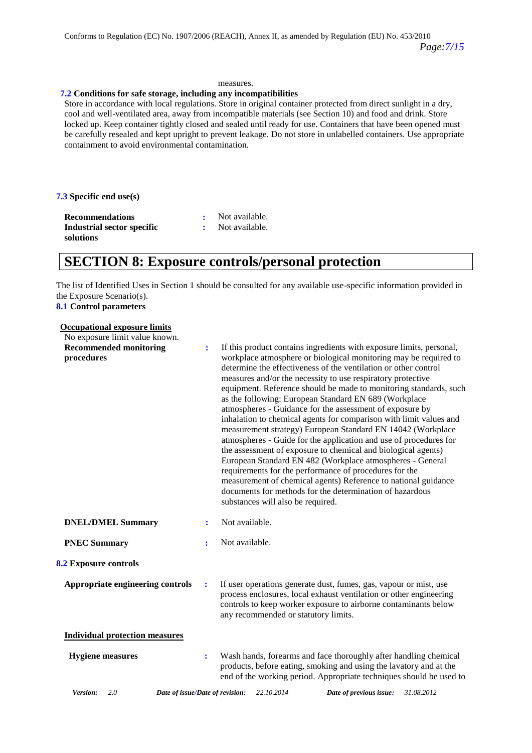measures.

**7.2 Conditions for safe storage, including any incompatibilities**

Store in accordance with local regulations. Store in original container protected from direct sunlight in a dry, cool and well-ventilated area, away from incompatible materials (see Section 10) and food and drink. Store locked up. Keep container tightly closed and sealed until ready for use. Containers that have been opened must be carefully resealed and kept upright to prevent leakage. Do not store in unlabelled containers. Use appropriate containment to avoid environmental contamination.

**7.3 Specific end use(s)**

| | | |
|---|---|---|
| **Recommendations** | : | Not available. |
| **Industrial sector specific solutions** | : | Not available. |

# SECTION 8: Exposure controls/personal protection

The list of Identified Uses in Section 1 should be consulted for any available use-specific information provided in the Exposure Scenario(s).

**8.1 Control parameters**

**Occupational exposure limits**

No exposure limit value known.

| | | |
|---|---|---|
| **Recommended monitoring procedures** | : | If this product contains ingredients with exposure limits, personal, workplace atmosphere or biological monitoring may be required to determine the effectiveness of the ventilation or other control measures and/or the necessity to use respiratory protective equipment. Reference should be made to monitoring standards, such as the following: European Standard EN 689 (Workplace atmospheres - Guidance for the assessment of exposure by inhalation to chemical agents for comparison with limit values and measurement strategy) European Standard EN 14042 (Workplace atmospheres - Guide for the application and use of procedures for the assessment of exposure to chemical and biological agents) European Standard EN 482 (Workplace atmospheres - General requirements for the performance of procedures for the measurement of chemical agents) Reference to national guidance documents for methods for the determination of hazardous substances will also be required. |
| **DNEL/DMEL Summary** | : | Not available. |
| **PNEC Summary** | : | Not available. |

**8.2 Exposure controls**

| | | |
|---|---|---|
| **Appropriate engineering controls** | : | If user operations generate dust, fumes, gas, vapour or mist, use process enclosures, local exhaust ventilation or other engineering controls to keep worker exposure to airborne contaminants below any recommended or statutory limits. |

**Individual protection measures**

| | | |
|---|---|---|
| **Hygiene measures** | : | Wash hands, forearms and face thoroughly after handling chemical products, before eating, smoking and using the lavatory and at the end of the working period. Appropriate techniques should be used to |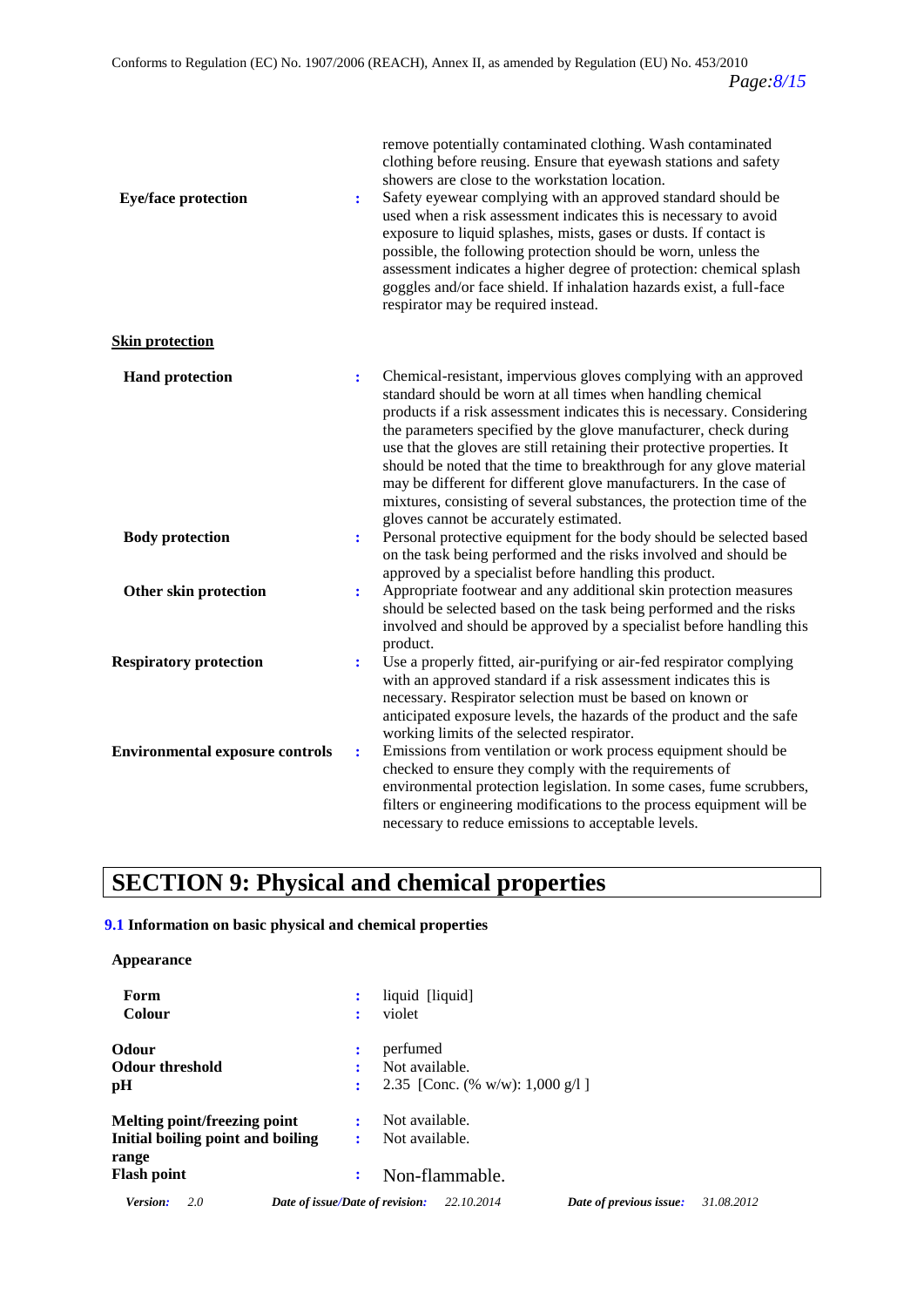remove potentially contaminated clothing. Wash contaminated clothing before reusing. Ensure that eyewash stations and safety showers are close to the workstation location.

**Eye/face protection** : Safety eyewear complying with an approved standard should be used when a risk assessment indicates this is necessary to avoid exposure to liquid splashes, mists, gases or dusts. If contact is possible, the following protection should be worn, unless the assessment indicates a higher degree of protection: chemical splash goggles and/or face shield. If inhalation hazards exist, a full-face respirator may be required instead.

**Skin protection**

**Hand protection** : Chemical-resistant, impervious gloves complying with an approved standard should be worn at all times when handling chemical products if a risk assessment indicates this is necessary. Considering the parameters specified by the glove manufacturer, check during use that the gloves are still retaining their protective properties. It should be noted that the time to breakthrough for any glove material may be different for different glove manufacturers. In the case of mixtures, consisting of several substances, the protection time of the gloves cannot be accurately estimated.

**Body protection** : Personal protective equipment for the body should be selected based on the task being performed and the risks involved and should be approved by a specialist before handling this product.

**Other skin protection** : Appropriate footwear and any additional skin protection measures should be selected based on the task being performed and the risks involved and should be approved by a specialist before handling this product.

**Respiratory protection** : Use a properly fitted, air-purifying or air-fed respirator complying with an approved standard if a risk assessment indicates this is necessary. Respirator selection must be based on known or anticipated exposure levels, the hazards of the product and the safe working limits of the selected respirator.

**Environmental exposure controls** : Emissions from ventilation or work process equipment should be checked to ensure they comply with the requirements of environmental protection legislation. In some cases, fume scrubbers, filters or engineering modifications to the process equipment will be necessary to reduce emissions to acceptable levels.

# SECTION 9: Physical and chemical properties

### 9.1 Information on basic physical and chemical properties

**Appearance**

**Form** : liquid [liquid]

**Colour** : violet

**Odour** : perfumed

**Odour threshold** : Not available.

**pH** : 2.35 [Conc. (% w/w): 1,000 g/l ]

**Melting point/freezing point** : Not available.

**Initial boiling point and boiling range** : Not available.

**Flash point** : Non-flammable.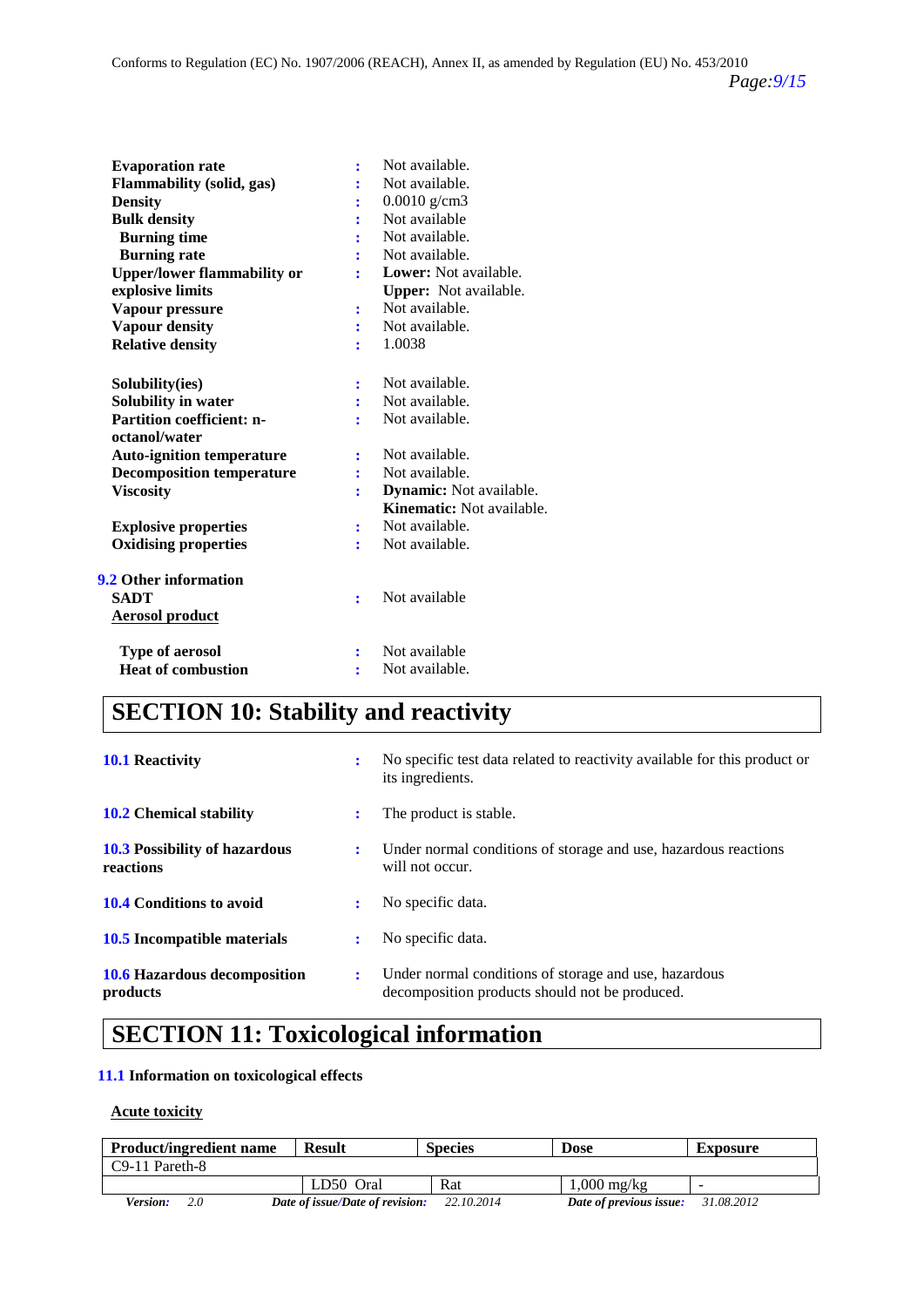| | | |
|---|---|---|
| **Evaporation rate** | : | Not available. |
| **Flammability (solid, gas)** | : | Not available. |
| **Density** | : | 0.0010 g/cm3 |
| **Bulk density** | : | Not available |
| **Burning time** | : | Not available. |
| **Burning rate** | : | Not available. |
| **Upper/lower flammability or explosive limits** | : | **Lower:** Not available.<br>**Upper:** Not available. |
| **Vapour pressure** | : | Not available. |
| **Vapour density** | : | Not available. |
| **Relative density** | : | 1.0038 |
| **Solubility(ies)** | : | Not available. |
| **Solubility in water** | : | Not available. |
| **Partition coefficient: n-octanol/water** | : | Not available. |
| **Auto-ignition temperature** | : | Not available. |
| **Decomposition temperature** | : | Not available. |
| **Viscosity** | : | **Dynamic:** Not available.<br>**Kinematic:** Not available. |
| **Explosive properties** | : | Not available. |
| **Oxidising properties** | : | Not available. |

**9.2 Other information**

| | | |
|---|---|---|
| **SADT** | : | Not available |

**Aerosol product**

| | | |
|---|---|---|
| **Type of aerosol** | : | Not available |
| **Heat of combustion** | : | Not available. |

# SECTION 10: Stability and reactivity

| | | |
|---|---|---|
| **10.1 Reactivity** | : | No specific test data related to reactivity available for this product or its ingredients. |
| **10.2 Chemical stability** | : | The product is stable. |
| **10.3 Possibility of hazardous reactions** | : | Under normal conditions of storage and use, hazardous reactions will not occur. |
| **10.4 Conditions to avoid** | : | No specific data. |
| **10.5 Incompatible materials** | : | No specific data. |
| **10.6 Hazardous decomposition products** | : | Under normal conditions of storage and use, hazardous decomposition products should not be produced. |

# SECTION 11: Toxicological information

**11.1 Information on toxicological effects**

**Acute toxicity**

| Product/ingredient name | Result | Species | Dose | Exposure |
|---|---|---|---|---|
| C9-11 Pareth-8 | | | | |
| | LD50 Oral | Rat | 1,000 mg/kg | - |

*Version:* 2.0 *Date of issue/Date of revision:* 22.10.2014 *Date of previous issue:* 31.08.2012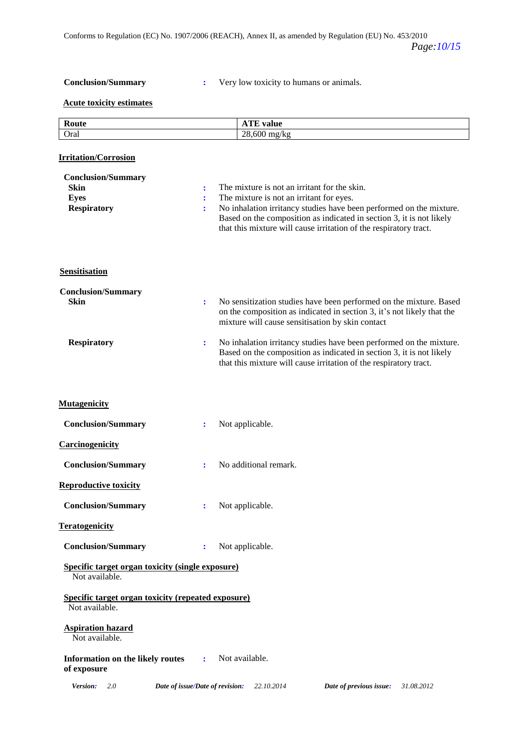**Conclusion/Summary** : Very low toxicity to humans or animals.

**Acute toxicity estimates**

| Route | ATE value |
|---|---|
| Oral | 28,600 mg/kg |

**Irritation/Corrosion**

**Conclusion/Summary**

**Skin** : The mixture is not an irritant for the skin.

**Eyes** : The mixture is not an irritant for eyes.

**Respiratory** : No inhalation irritancy studies have been performed on the mixture. Based on the composition as indicated in section 3, it is not likely that this mixture will cause irritation of the respiratory tract.

**Sensitisation**

**Conclusion/Summary**

**Skin** : No sensitization studies have been performed on the mixture. Based on the composition as indicated in section 3, it's not likely that the mixture will cause sensitisation by skin contact

**Respiratory** : No inhalation irritancy studies have been performed on the mixture. Based on the composition as indicated in section 3, it is not likely that this mixture will cause irritation of the respiratory tract.

**Mutagenicity**

**Conclusion/Summary** : Not applicable.

**Carcinogenicity**

**Conclusion/Summary** : No additional remark.

**Reproductive toxicity**

**Conclusion/Summary** : Not applicable.

**Teratogenicity**

**Conclusion/Summary** : Not applicable.

**Specific target organ toxicity (single exposure)**

Not available.

**Specific target organ toxicity (repeated exposure)**

Not available.

**Aspiration hazard**

Not available.

**Information on the likely routes of exposure** : Not available.

*Version:* 2.0 *Date of issue/Date of revision:* 22.10.2014 *Date of previous issue:* 31.08.2012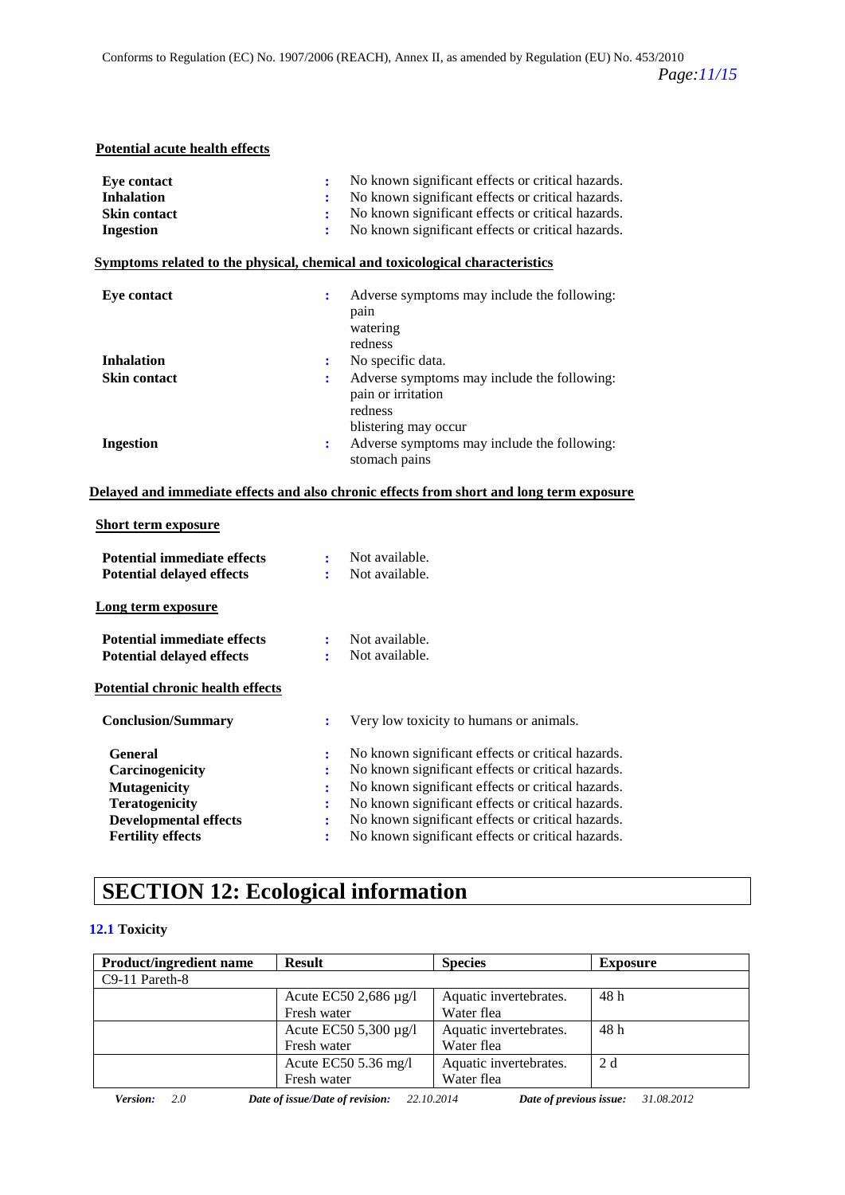**Potential acute health effects**

| | | |
|---|---|---|
| **Eye contact** | : | No known significant effects or critical hazards. |
| **Inhalation** | : | No known significant effects or critical hazards. |
| **Skin contact** | : | No known significant effects or critical hazards. |
| **Ingestion** | : | No known significant effects or critical hazards. |

**Symptoms related to the physical, chemical and toxicological characteristics**

| | | |
|---|---|---|
| **Eye contact** | : | Adverse symptoms may include the following:<br>pain<br>watering<br>redness |
| **Inhalation** | : | No specific data. |
| **Skin contact** | : | Adverse symptoms may include the following:<br>pain or irritation<br>redness<br>blistering may occur |
| **Ingestion** | : | Adverse symptoms may include the following:<br>stomach pains |

**Delayed and immediate effects and also chronic effects from short and long term exposure**

**Short term exposure**

| | | |
|---|---|---|
| **Potential immediate effects** | : | Not available. |
| **Potential delayed effects** | : | Not available. |

**Long term exposure**

| | | |
|---|---|---|
| **Potential immediate effects** | : | Not available. |
| **Potential delayed effects** | : | Not available. |

**Potential chronic health effects**

| | | |
|---|---|---|
| **Conclusion/Summary** | : | Very low toxicity to humans or animals. |
| **General** | : | No known significant effects or critical hazards. |
| **Carcinogenicity** | : | No known significant effects or critical hazards. |
| **Mutagenicity** | : | No known significant effects or critical hazards. |
| **Teratogenicity** | : | No known significant effects or critical hazards. |
| **Developmental effects** | : | No known significant effects or critical hazards. |
| **Fertility effects** | : | No known significant effects or critical hazards. |

# SECTION 12: Ecological information

**12.1 Toxicity**

| Product/ingredient name | Result | Species | Exposure |
|---|---|---|---|
| C9-11 Pareth-8 | | | |
| | Acute EC50 2,686 µg/l Fresh water | Aquatic invertebrates. Water flea | 48 h |
| | Acute EC50 5,300 µg/l Fresh water | Aquatic invertebrates. Water flea | 48 h |
| | Acute EC50 5.36 mg/l Fresh water | Aquatic invertebrates. Water flea | 2 d |

*Version:* 2.0 *Date of issue/Date of revision:* 22.10.2014 *Date of previous issue:* 31.08.2012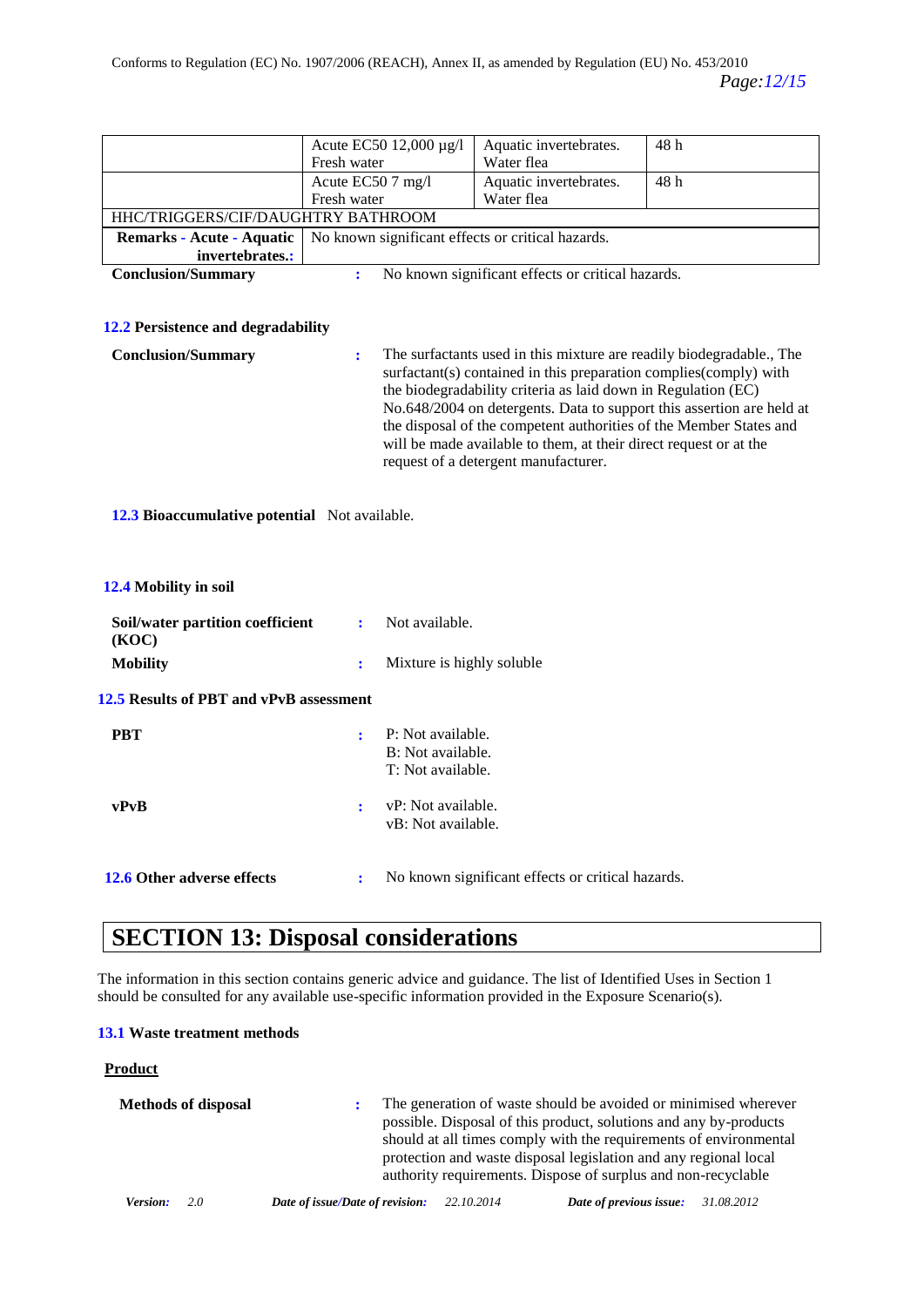| | | | |
|---|---|---|---|
| | Acute EC50 12,000 µg/l Fresh water | Aquatic invertebrates. Water flea | 48 h |
| | Acute EC50 7 mg/l Fresh water | Aquatic invertebrates. Water flea | 48 h |
| HHC/TRIGGERS/CIF/DAUGHTRY BATHROOM | | | |
| **Remarks - Acute - Aquatic invertebrates.:** | No known significant effects or critical hazards. | | |

**Conclusion/Summary** : No known significant effects or critical hazards.

### 12.2 Persistence and degradability

**Conclusion/Summary** : The surfactants used in this mixture are readily biodegradable., The surfactant(s) contained in this preparation complies(comply) with the biodegradability criteria as laid down in Regulation (EC) No.648/2004 on detergents. Data to support this assertion are held at the disposal of the competent authorities of the Member States and will be made available to them, at their direct request or at the request of a detergent manufacturer.

### 12.3 Bioaccumulative potential
Not available.

### 12.4 Mobility in soil

**Soil/water partition coefficient (KOC)** : Not available.

**Mobility** : Mixture is highly soluble

### 12.5 Results of PBT and vPvB assessment

**PBT** : P: Not available.
B: Not available.
T: Not available.

**vPvB** : vP: Not available.
vB: Not available.

### 12.6 Other adverse effects
: No known significant effects or critical hazards.

# SECTION 13: Disposal considerations

The information in this section contains generic advice and guidance. The list of Identified Uses in Section 1 should be consulted for any available use-specific information provided in the Exposure Scenario(s).

### 13.1 Waste treatment methods

**Product**

**Methods of disposal** : The generation of waste should be avoided or minimised wherever possible. Disposal of this product, solutions and any by-products should at all times comply with the requirements of environmental protection and waste disposal legislation and any regional local authority requirements. Dispose of surplus and non-recyclable

***Version:*** *2.0* ***Date of issue/Date of revision:*** *22.10.2014* ***Date of previous issue:*** *31.08.2012*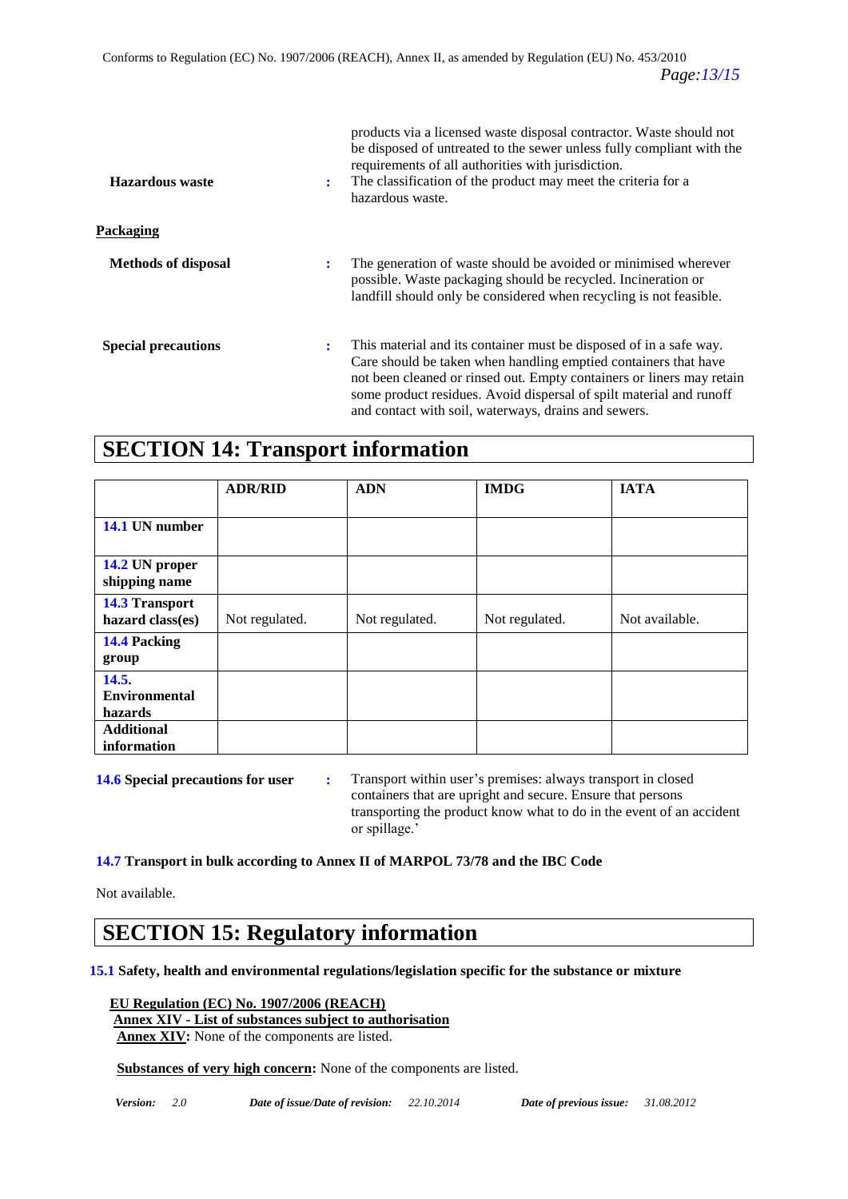products via a licensed waste disposal contractor. Waste should not be disposed of untreated to the sewer unless fully compliant with the requirements of all authorities with jurisdiction.

**Hazardous waste** : The classification of the product may meet the criteria for a hazardous waste.

**Packaging**

**Methods of disposal** : The generation of waste should be avoided or minimised wherever possible. Waste packaging should be recycled. Incineration or landfill should only be considered when recycling is not feasible.

**Special precautions** : This material and its container must be disposed of in a safe way. Care should be taken when handling emptied containers that have not been cleaned or rinsed out. Empty containers or liners may retain some product residues. Avoid dispersal of spilt material and runoff and contact with soil, waterways, drains and sewers.

# SECTION 14: Transport information

| | ADR/RID | ADN | IMDG | IATA |
|---|---|---|---|---|
| **14.1 UN number** | | | | |
| **14.2 UN proper shipping name** | | | | |
| **14.3 Transport hazard class(es)** | Not regulated. | Not regulated. | Not regulated. | Not available. |
| **14.4 Packing group** | | | | |
| **14.5. Environmental hazards** | | | | |
| **Additional information** | | | | |

**14.6 Special precautions for user** : Transport within user's premises: always transport in closed containers that are upright and secure. Ensure that persons transporting the product know what to do in the event of an accident or spillage.'

**14.7 Transport in bulk according to Annex II of MARPOL 73/78 and the IBC Code**

Not available.

# SECTION 15: Regulatory information

**15.1 Safety, health and environmental regulations/legislation specific for the substance or mixture**

**EU Regulation (EC) No. 1907/2006 (REACH)**

**Annex XIV - List of substances subject to authorisation**

**Annex XIV:** None of the components are listed.

**Substances of very high concern:** None of the components are listed.

*Version: 2.0* *Date of issue/Date of revision: 22.10.2014* *Date of previous issue: 31.08.2012*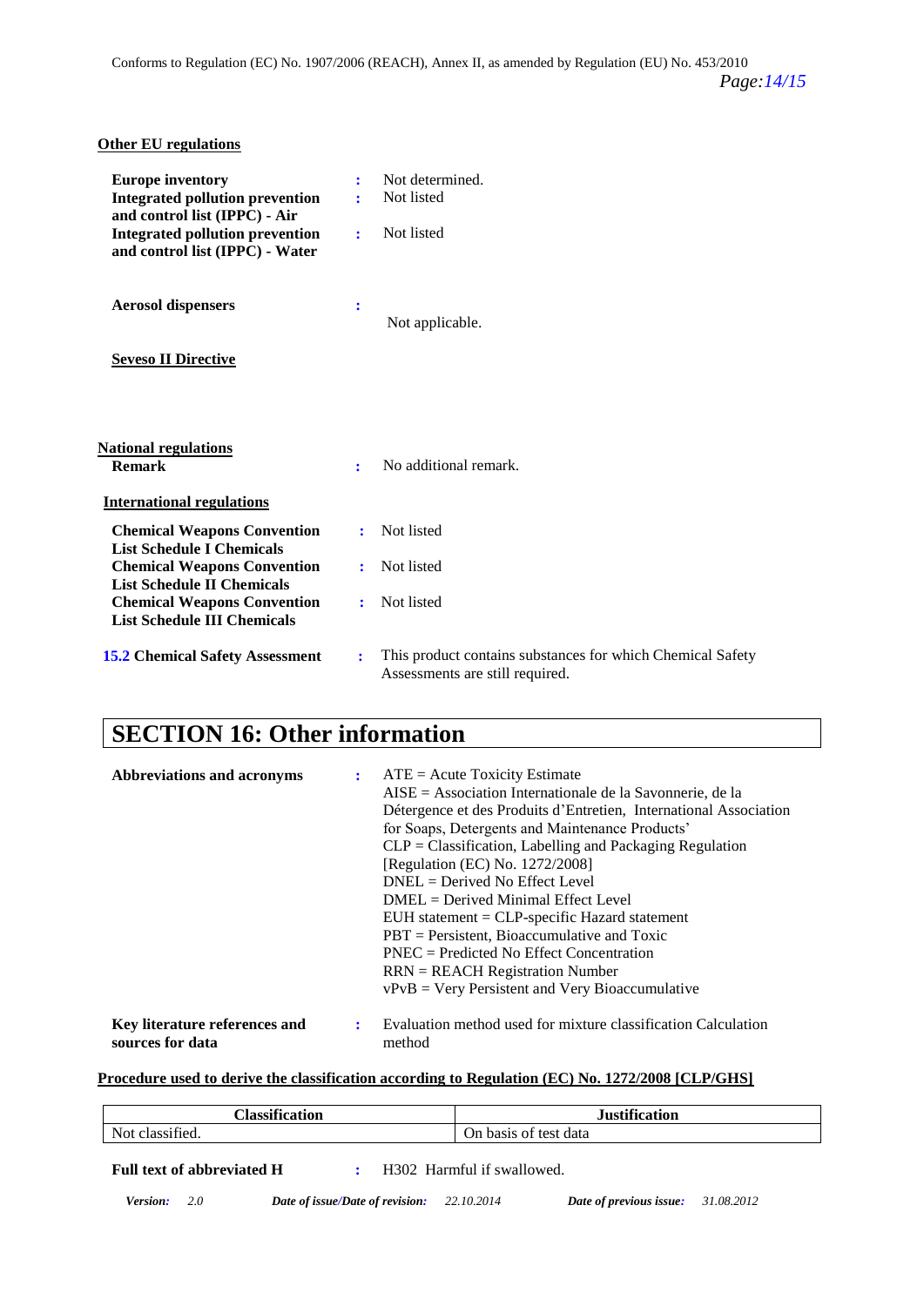**Other EU regulations**

**Europe inventory** : Not determined.

**Integrated pollution prevention and control list (IPPC) - Air** : Not listed

**Integrated pollution prevention and control list (IPPC) - Water** : Not listed

**Aerosol dispensers** : Not applicable.

**Seveso II Directive**

**National regulations**

**Remark** : No additional remark.

**International regulations**

**Chemical Weapons Convention List Schedule I Chemicals** : Not listed

**Chemical Weapons Convention List Schedule II Chemicals** : Not listed

**Chemical Weapons Convention List Schedule III Chemicals** : Not listed

**15.2 Chemical Safety Assessment** : This product contains substances for which Chemical Safety Assessments are still required.

## SECTION 16: Other information

**Abbreviations and acronyms** :
ATE = Acute Toxicity Estimate
AISE = Association Internationale de la Savonnerie, de la Détergence et des Produits d'Entretien, International Association for Soaps, Detergents and Maintenance Products'
CLP = Classification, Labelling and Packaging Regulation [Regulation (EC) No. 1272/2008]
DNEL = Derived No Effect Level
DMEL = Derived Minimal Effect Level
EUH statement = CLP-specific Hazard statement
PBT = Persistent, Bioaccumulative and Toxic
PNEC = Predicted No Effect Concentration
RRN = REACH Registration Number
vPvB = Very Persistent and Very Bioaccumulative

**Key literature references and sources for data** : Evaluation method used for mixture classification Calculation method

**Procedure used to derive the classification according to Regulation (EC) No. 1272/2008 [CLP/GHS]**

| Classification | Justification |
|---|---|
| Not classified. | On basis of test data |

**Full text of abbreviated H** : H302 Harmful if swallowed.

*Version:* 2.0 *Date of issue/Date of revision:* 22.10.2014 *Date of previous issue:* 31.08.2012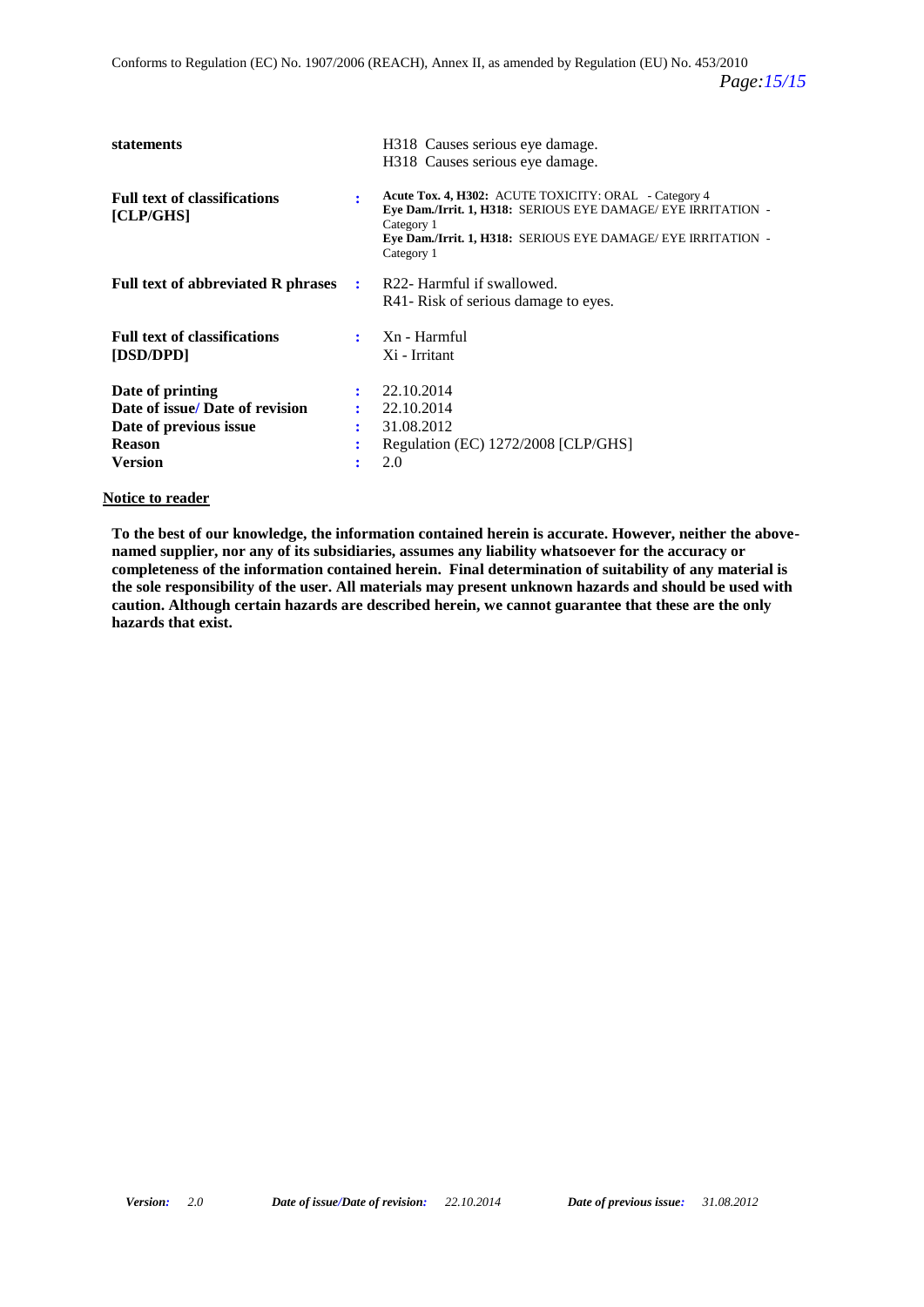| | | |
|---|---|---|
| **statements** | | H318 Causes serious eye damage.<br>H318 Causes serious eye damage. |
| **Full text of classifications [CLP/GHS]** | : | **Acute Tox. 4, H302:** ACUTE TOXICITY: ORAL - Category 4<br>**Eye Dam./Irrit. 1, H318:** SERIOUS EYE DAMAGE/ EYE IRRITATION - Category 1<br>**Eye Dam./Irrit. 1, H318:** SERIOUS EYE DAMAGE/ EYE IRRITATION - Category 1 |
| **Full text of abbreviated R phrases** | : | R22- Harmful if swallowed.<br>R41- Risk of serious damage to eyes. |
| **Full text of classifications [DSD/DPD]** | : | Xn - Harmful<br>Xi - Irritant |
| **Date of printing** | : | 22.10.2014 |
| **Date of issue/ Date of revision** | : | 22.10.2014 |
| **Date of previous issue** | : | 31.08.2012 |
| **Reason** | : | Regulation (EC) 1272/2008 [CLP/GHS] |
| **Version** | : | 2.0 |

**Notice to reader**

**To the best of our knowledge, the information contained herein is accurate. However, neither the above-named supplier, nor any of its subsidiaries, assumes any liability whatsoever for the accuracy or completeness of the information contained herein. Final determination of suitability of any material is the sole responsibility of the user. All materials may present unknown hazards and should be used with caution. Although certain hazards are described herein, we cannot guarantee that these are the only hazards that exist.**